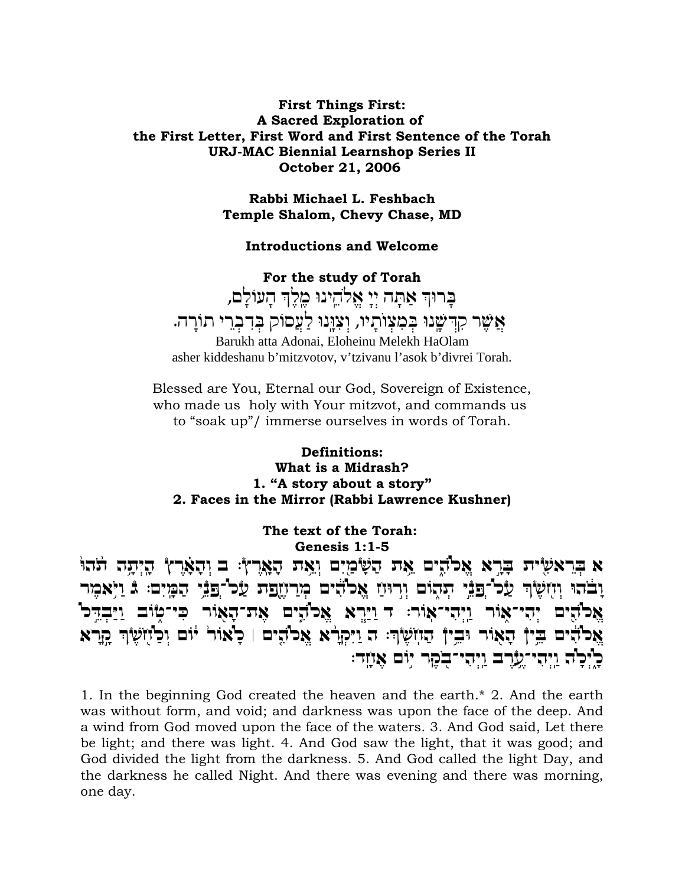**First Things First:**
**A Sacred Exploration of**
**the First Letter, First Word and First Sentence of the Torah**
**URJ-MAC Biennial Learnshop Series II**
**October 21, 2006**

**Rabbi Michael L. Feshbach**
**Temple Shalom, Chevy Chase, MD**

**Introductions and Welcome**

**For the study of Torah**

בָּרוּךְ אַתָּה יְיָ אֱלֹהֵינוּ מֶלֶךְ הָעוֹלָם,
אֲשֶׁר קִדְּשָׁנוּ בְּמִצְוֹתָיו, וְצִוָּנוּ לַעֲסוֹק בְּדִבְרֵי תוֹרָה.

Barukh atta Adonai, Eloheinu Melekh HaOlam
asher kiddeshanu b'mitzvotov, v'tzivanu l'asok b'divrei Torah.

Blessed are You, Eternal our God, Sovereign of Existence,
who made us holy with Your mitzvot, and commands us
to "soak up"/ immerse ourselves in words of Torah.

**Definitions:**
**What is a Midrash?**
**1. "A story about a story"**
**2. Faces in the Mirror (Rabbi Lawrence Kushner)**

**The text of the Torah:**
**Genesis 1:1-5**

א בְּרֵאשִׁית בָּרָא אֱלֹהִים אֵת הַשָּׁמַיִם וְאֵת הָאָרֶץ׃ ב וְהָאָרֶץ הָיְתָה תֹהוּ וָבֹהוּ וְחֹשֶׁךְ עַל־פְּנֵי תְהוֹם וְרוּחַ אֱלֹהִים מְרַחֶפֶת עַל־פְּנֵי הַמָּיִם׃ ג וַיֹּאמֶר אֱלֹהִים יְהִי־אוֹר וַיְהִי־אוֹר׃ ד וַיַּרְא אֱלֹהִים אֶת־הָאוֹר כִּי־טוֹב וַיַּבְדֵּל אֱלֹהִים בֵּין הָאוֹר וּבֵין הַחֹשֶׁךְ׃ ה וַיִּקְרָא אֱלֹהִים ׀ לָאוֹר יוֹם וְלַחֹשֶׁךְ קָרָא לָיְלָה וַיְהִי־עֶרֶב וַיְהִי־בֹקֶר יוֹם אֶחָד׃

1. In the beginning God created the heaven and the earth.* 2. And the earth was without form, and void; and darkness was upon the face of the deep. And a wind from God moved upon the face of the waters. 3. And God said, Let there be light; and there was light. 4. And God saw the light, that it was good; and God divided the light from the darkness. 5. And God called the light Day, and the darkness he called Night. And there was evening and there was morning, one day.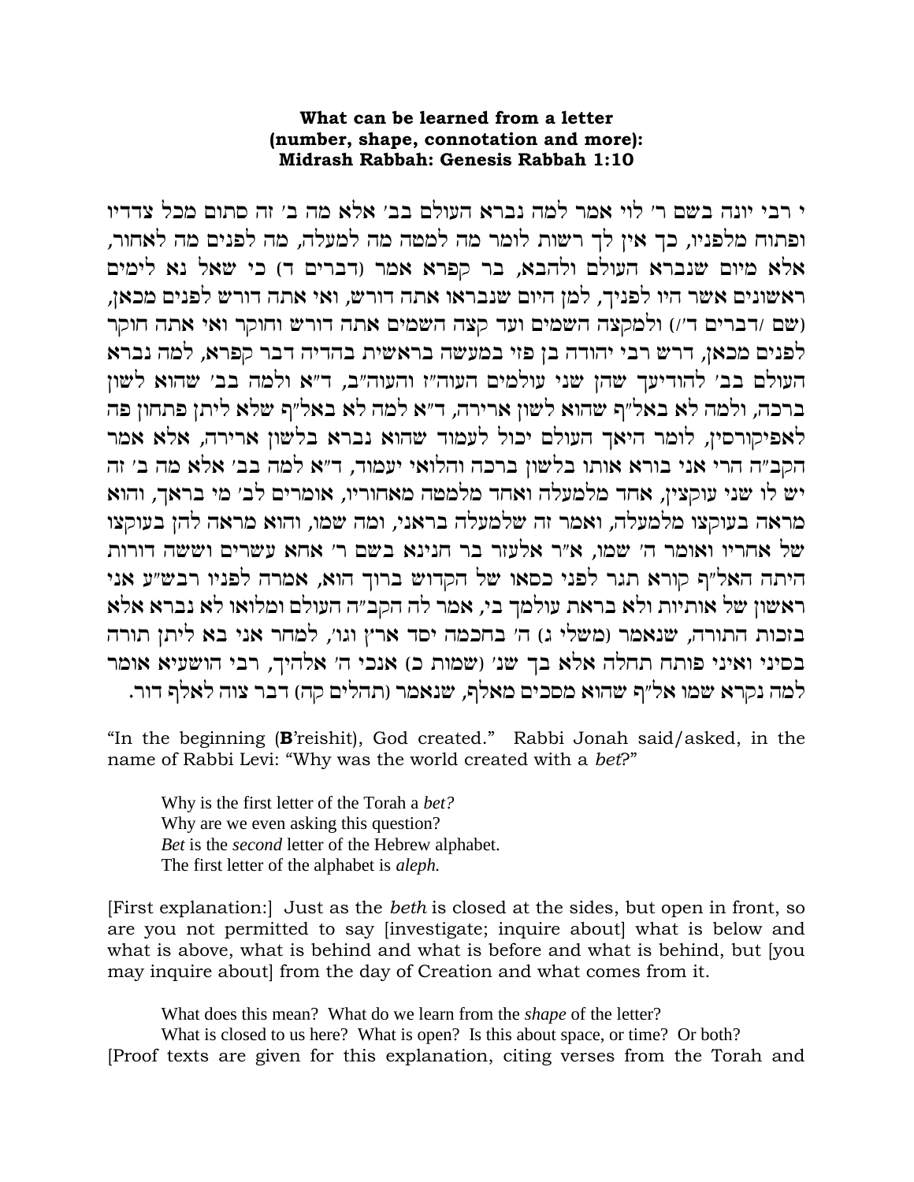**What can be learned from a letter**
**(number, shape, connotation and more):**
**Midrash Rabbah: Genesis Rabbah 1:10**

י רבי יונה בשם ר' לוי אמר למה נברא העולם בב' אלא מה ב' זה סתום מכל צדדיו ופתוח מלפניו, כך אין לך רשות לומר מה למטה מה למעלה, מה לפנים מה לאחור, אלא מיום שנברא העולם ולהבא, בר קפרא אמר (דברים ד) כי שאל נא לימים ראשונים אשר היו לפניך, למן היום שנבראו אתה דורש, ואי אתה דורש לפנים מכאן, (שם /דברים ד'/) ולמקצה השמים ועד קצה השמים אתה דורש וחוקר ואי אתה חוקר לפנים מכאן, דרש רבי יהודה בן פזי במעשה בראשית בהדיה דבר קפרא, למה נברא העולם בב' להודיעך שהן שני עולמים העוה"ז והעוה"ב, ד"א ולמה בב' שהוא לשון ברכה, ולמה לא באל"ף שהוא לשון ארירה, ד"א למה לא באל"ף שלא ליתן פתחון פה לאפיקורסין, לומר היאך העולם יכול לעמוד שהוא נברא בלשון ארירה, אלא אמר הקב"ה הרי אני בורא אותו בלשון ברכה והלואי יעמוד, ד"א למה בב' אלא מה ב' זה יש לו שני עוקצין, אחד מלמעלה ואחד מלמטה מאחוריו, אומרים לב' מי בראך, והוא מראה בעוקצו מלמעלה, ואמר זה שלמעלה בראני, ומה שמו, והוא מראה להן בעוקצו של אחריו ואומר ה' שמו, א"ר אלעזר בר חנינא בשם ר' אחא עשרים וששה דורות היתה האל"ף קורא תגר לפני כסאו של הקדוש ברוך הוא, אמרה לפניו רבש"ע אני ראשון של אותיות ולא בראת עולמך בי, אמר לה הקב"ה העולם ומלואו לא נברא אלא בזכות התורה, שנאמר (משלי ג) ה' בחכמה יסד ארץ וגו', למחר אני בא ליתן תורה בסיני ואיני פותח תחלה אלא בך שנ' (שמות כ) אנכי ה' אלהיך, רבי הושעיא אומר למה נקרא שמו אל"ף שהוא מסכים מאלף, שנאמר (תהלים קה) דבר צוה לאלף דור.

"In the beginning (**B**'reishit), God created." Rabbi Jonah said/asked, in the name of Rabbi Levi: "Why was the world created with a *bet*?"

> Why is the first letter of the Torah a *bet?*
> Why are we even asking this question?
> *Bet* is the *second* letter of the Hebrew alphabet.
> The first letter of the alphabet is *aleph.*

[First explanation:] Just as the *beth* is closed at the sides, but open in front, so are you not permitted to say [investigate; inquire about] what is below and what is above, what is behind and what is before and what is behind, but [you may inquire about] from the day of Creation and what comes from it.

> What does this mean? What do we learn from the *shape* of the letter?
> What is closed to us here? What is open? Is this about space, or time? Or both?

[Proof texts are given for this explanation, citing verses from the Torah and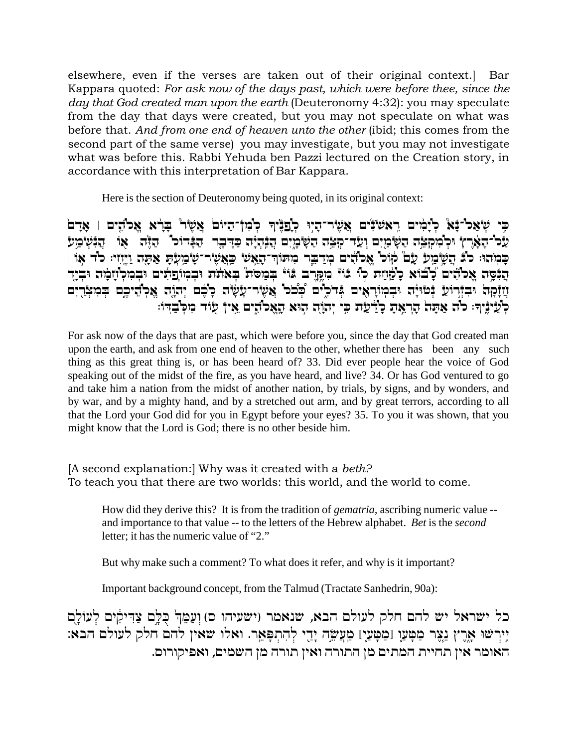elsewhere, even if the verses are taken out of their original context.] Bar Kappara quoted: *For ask now of the days past, which were before thee, since the day that God created man upon the earth* (Deuteronomy 4:32): you may speculate from the day that days were created, but you may not speculate on what was before that. *And from one end of heaven unto the other* (ibid; this comes from the second part of the same verse) you may investigate, but you may not investigate what was before this. Rabbi Yehuda ben Pazzi lectured on the Creation story, in accordance with this interpretation of Bar Kappara.

Here is the section of Deuteronomy being quoted, in its original context:

כִּי שְׁאַל־נָא לְיָמִים רִאשֹׁנִים אֲשֶׁר־הָיוּ לְפָנֶיךָ לְמִן־הַיּוֹם אֲשֶׁר בָּרָא אֱלֹהִים ׀ אָדָם עַל־הָאָרֶץ וּלְמִקְצֵה הַשָּׁמַיִם וְעַד־קְצֵה הַשָּׁמָיִם הֲנִהְיָה כַּדָּבָר הַגָּדוֹל הַזֶּה אוֹ הֲנִשְׁמַע כָּמֹהוּ׃ לג הֲשָׁמַע עָם קוֹל אֱלֹהִים מְדַבֵּר מִתּוֹךְ־הָאֵשׁ כַּאֲשֶׁר־שָׁמַעְתָּ אַתָּה וַיֶּחִי׃ לד אוֹ ׀ הֲנִסָּה אֱלֹהִים לָבוֹא לָקַחַת לוֹ גוֹי מִקֶּרֶב גּוֹי בְּמַסֹּת בְּאֹתֹת וּבְמוֹפְתִים וּבְמִלְחָמָה וּבְיָד חֲזָקָה וּבִזְרוֹעַ נְטוּיָה וּבְמוֹרָאִים גְּדֹלִים כְּכֹל אֲשֶׁר־עָשָׂה לָכֶם יְהוָה אֱלֹהֵיכֶם בְּמִצְרַיִם לְעֵינֶיךָ׃ לה אַתָּה הָרְאֵתָ לָדַעַת כִּי יְהוָה הוּא הָאֱלֹהִים אֵין עוֹד מִלְּבַדּוֹ׃

For ask now of the days that are past, which were before you, since the day that God created man upon the earth, and ask from one end of heaven to the other, whether there has been any such thing as this great thing is, or has been heard of? 33. Did ever people hear the voice of God speaking out of the midst of the fire, as you have heard, and live? 34. Or has God ventured to go and take him a nation from the midst of another nation, by trials, by signs, and by wonders, and by war, and by a mighty hand, and by a stretched out arm, and by great terrors, according to all that the Lord your God did for you in Egypt before your eyes? 35. To you it was shown, that you might know that the Lord is God; there is no other beside him.

[A second explanation:] Why was it created with a *beth?*
To teach you that there are two worlds: this world, and the world to come.

> How did they derive this? It is from the tradition of *gematria,* ascribing numeric value -- and importance to that value -- to the letters of the Hebrew alphabet. *Bet* is the *second* letter; it has the numeric value of "2."
>
> But why make such a comment? To what does it refer, and why is it important?
>
> Important background concept, from the Talmud (Tractate Sanhedrin, 90a):

כל ישראל יש להם חלק לעולם הבא, שנאמר (ישעיהו ס) וְעַמֵּךְ כֻּלָּם צַדִּיקִים לְעוֹלָם יִירְשׁוּ אָרֶץ נֵצֶר מַטָּעוֹ [מַטָּעַי] מַעֲשֵׂה יָדַי לְהִתְפָּאֵר. ואלו שאין להם חלק לעולם הבא: האומר אין תחיית המתים מן התורה ואין תורה מן השמים, ואפיקורוס.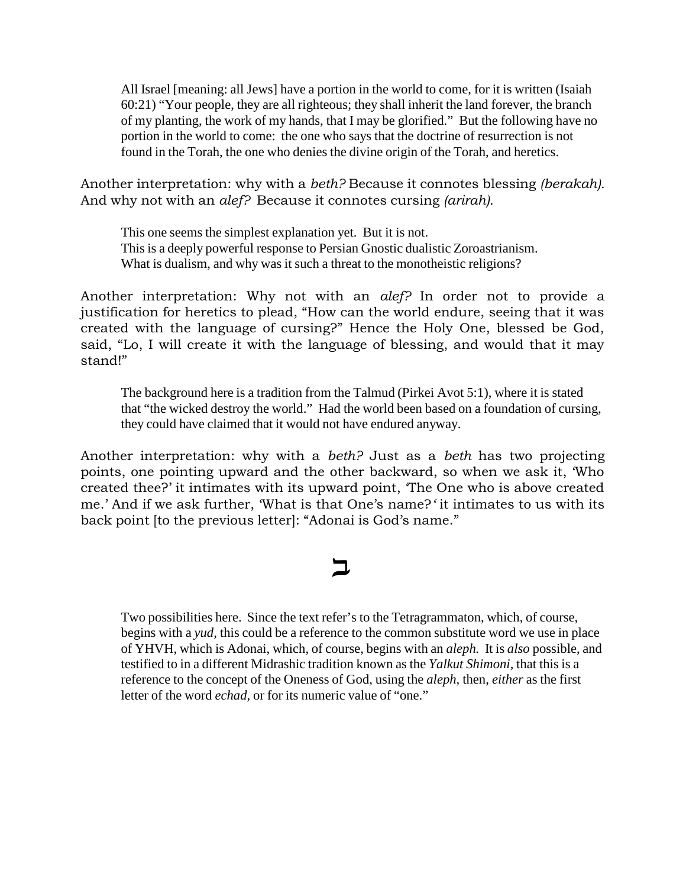> All Israel [meaning: all Jews] have a portion in the world to come, for it is written (Isaiah 60:21) "Your people, they are all righteous; they shall inherit the land forever, the branch of my planting, the work of my hands, that I may be glorified." But the following have no portion in the world to come: the one who says that the doctrine of resurrection is not found in the Torah, the one who denies the divine origin of the Torah, and heretics.

Another interpretation: why with a *beth?* Because it connotes blessing *(berakah).* And why not with an *alef?* Because it connotes cursing *(arirah).*

> This one seems the simplest explanation yet. But it is not.
> This is a deeply powerful response to Persian Gnostic dualistic Zoroastrianism.
> What is dualism, and why was it such a threat to the monotheistic religions?

Another interpretation: Why not with an *alef*? In order not to provide a justification for heretics to plead, "How can the world endure, seeing that it was created with the language of cursing?" Hence the Holy One, blessed be God, said, "Lo, I will create it with the language of blessing, and would that it may stand!"

> The background here is a tradition from the Talmud (Pirkei Avot 5:1), where it is stated that "the wicked destroy the world." Had the world been based on a foundation of cursing, they could have claimed that it would not have endured anyway.

Another interpretation: why with a *beth?* Just as a *beth* has two projecting points, one pointing upward and the other backward, so when we ask it, 'Who created thee?' it intimates with its upward point, 'The One who is above created me.' And if we ask further, 'What is that One's name?' it intimates to us with its back point [to the previous letter]: "Adonai is God's name."

ב

> Two possibilities here. Since the text refer's to the Tetragrammaton, which, of course, begins with a *yud,* this could be a reference to the common substitute word we use in place of YHVH, which is Adonai, which, of course, begins with an *aleph.* It is *also* possible, and testified to in a different Midrashic tradition known as the *Yalkut Shimoni,* that this is a reference to the concept of the Oneness of God, using the *aleph,* then, *either* as the first letter of the word *echad,* or for its numeric value of "one."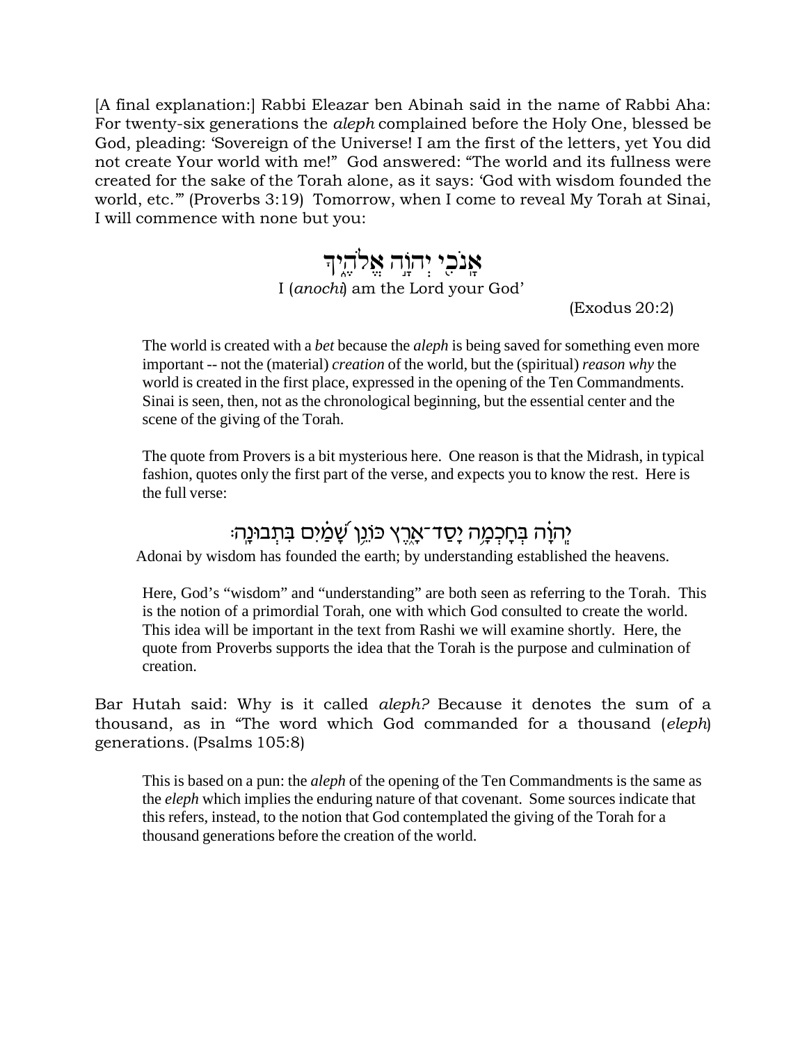[A final explanation:] Rabbi Eleazar ben Abinah said in the name of Rabbi Aha: For twenty-six generations the *aleph* complained before the Holy One, blessed be God, pleading: 'Sovereign of the Universe! I am the first of the letters, yet You did not create Your world with me!" God answered: "The world and its fullness were created for the sake of the Torah alone, as it says: 'God with wisdom founded the world, etc.'" (Proverbs 3:19) Tomorrow, when I come to reveal My Torah at Sinai, I will commence with none but you:

אָנֹכִי יְהוָה אֱלֹהֶיךָ

I (*anochi*) am the Lord your God'

(Exodus 20:2)

> The world is created with a *bet* because the *aleph* is being saved for something even more important -- not the (material) *creation* of the world, but the (spiritual) *reason why* the world is created in the first place, expressed in the opening of the Ten Commandments. Sinai is seen, then, not as the chronological beginning, but the essential center and the scene of the giving of the Torah.
>
> The quote from Provers is a bit mysterious here. One reason is that the Midrash, in typical fashion, quotes only the first part of the verse, and expects you to know the rest. Here is the full verse:
>
> יְהוָה בְּחָכְמָה יָסַד־אָרֶץ כּוֹנֵן שָׁמַיִם בִּתְבוּנָה׃
>
> Adonai by wisdom has founded the earth; by understanding established the heavens.
>
> Here, God's "wisdom" and "understanding" are both seen as referring to the Torah. This is the notion of a primordial Torah, one with which God consulted to create the world. This idea will be important in the text from Rashi we will examine shortly. Here, the quote from Proverbs supports the idea that the Torah is the purpose and culmination of creation.

Bar Hutah said: Why is it called *aleph?* Because it denotes the sum of a thousand, as in "The word which God commanded for a thousand (*eleph*) generations. (Psalms 105:8)

> This is based on a pun: the *aleph* of the opening of the Ten Commandments is the same as the *eleph* which implies the enduring nature of that covenant. Some sources indicate that this refers, instead, to the notion that God contemplated the giving of the Torah for a thousand generations before the creation of the world.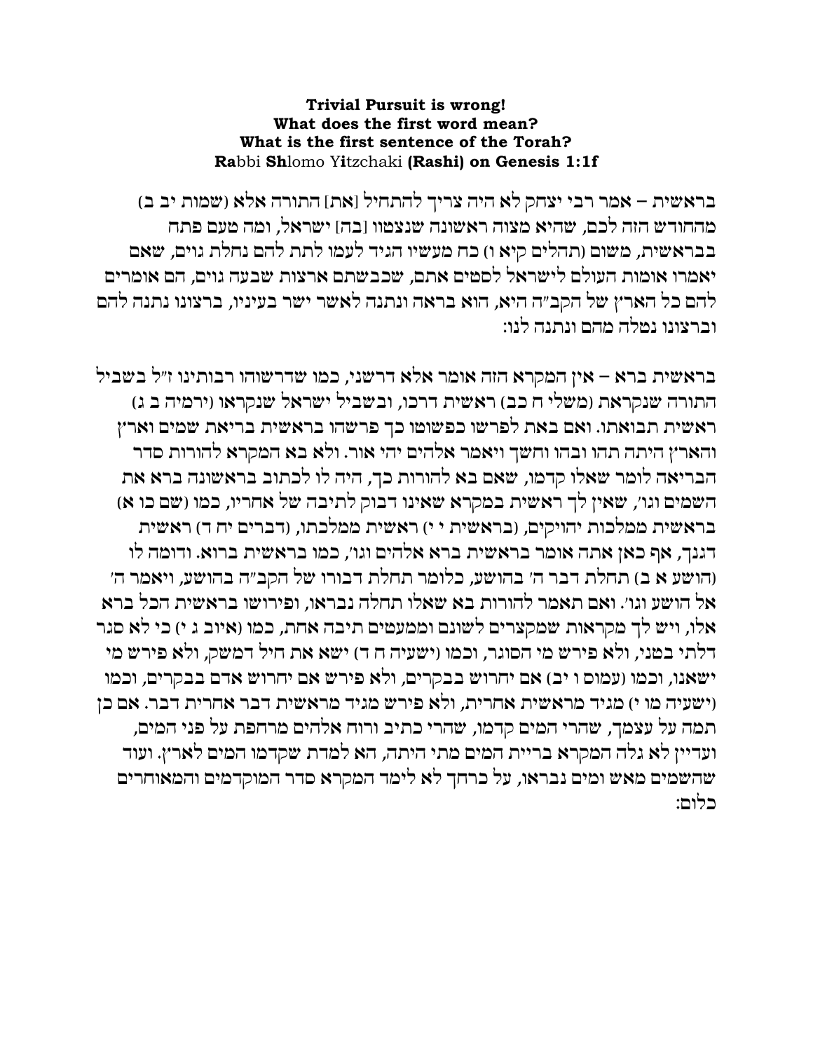**Trivial Pursuit is wrong!**
**What does the first word mean?**
**What is the first sentence of the Torah?**
**Ra**bbi **Sh**lomo Y**i**tzchaki **(Rashi) on Genesis 1:1f**

בראשית – אמר רבי יצחק לא היה צריך להתחיל [את] התורה אלא (שמות יב ב) מהחודש הזה לכם, שהיא מצוה ראשונה שנצטוו [בה] ישראל, ומה טעם פתח בבראשית, משום (תהלים קיא ו) כח מעשיו הגיד לעמו לתת להם נחלת גוים, שאם יאמרו אומות העולם לישראל לסטים אתם, שכבשתם ארצות שבעה גוים, הם אומרים להם כל הארץ של הקב"ה היא, הוא בראה ונתנה לאשר ישר בעיניו, ברצונו נתנה להם וברצונו נטלה מהם ונתנה לנו:

בראשית ברא – אין המקרא הזה אומר אלא דרשני, כמו שדרשוהו רבותינו ז"ל בשביל התורה שנקראת (משלי ח כב) ראשית דרכו, ובשביל ישראל שנקראו (ירמיה ב ג) ראשית תבואתו. ואם באת לפרשו כפשוטו כך פרשהו בראשית בריאת שמים וארץ והארץ היתה תהו ובהו וחשך ויאמר אלהים יהי אור. ולא בא המקרא להורות סדר הבריאה לומר שאלו קדמו, שאם בא להורות כך, היה לו לכתוב בראשונה ברא את השמים וגו', שאין לך ראשית במקרא שאינו דבוק לתיבה של אחריו, כמו (שם כו א) בראשית ממלכות יהויקים, (בראשית י י) ראשית ממלכתו, (דברים יח ד) ראשית דגנך, אף כאן אתה אומר בראשית ברא אלהים וגו', כמו בראשית ברוא. ודומה לו (הושע א ב) תחלת דבר ה' בהושע, כלומר תחלת דבורו של הקב"ה בהושע, ויאמר ה' אל הושע וגו'. ואם תאמר להורות בא שאלו תחלה נבראו, ופירושו בראשית הכל ברא אלו, ויש לך מקראות שמקצרים לשונם וממעטים תיבה אחת, כמו (איוב ג י) כי לא סגר דלתי בטני, ולא פירש מי הסוגר, וכמו (ישעיה ח ד) ישא את חיל דמשק, ולא פירש מי ישאנו, וכמו (עמוס ו יב) אם יחרוש בבקרים, ולא פירש אם יחרוש אדם בבקרים, וכמו (ישעיה מו י) מגיד מראשית אחרית, ולא פירש מגיד מראשית דבר אחרית דבר. אם כן תמה על עצמך, שהרי המים קדמו, שהרי כתיב ורוח אלהים מרחפת על פני המים, ועדיין לא גלה המקרא בריית המים מתי היתה, הא למדת שקדמו המים לארץ. ועוד שהשמים מאש ומים נבראו, על כרחך לא לימד המקרא סדר המוקדמים והמאוחרים כלום: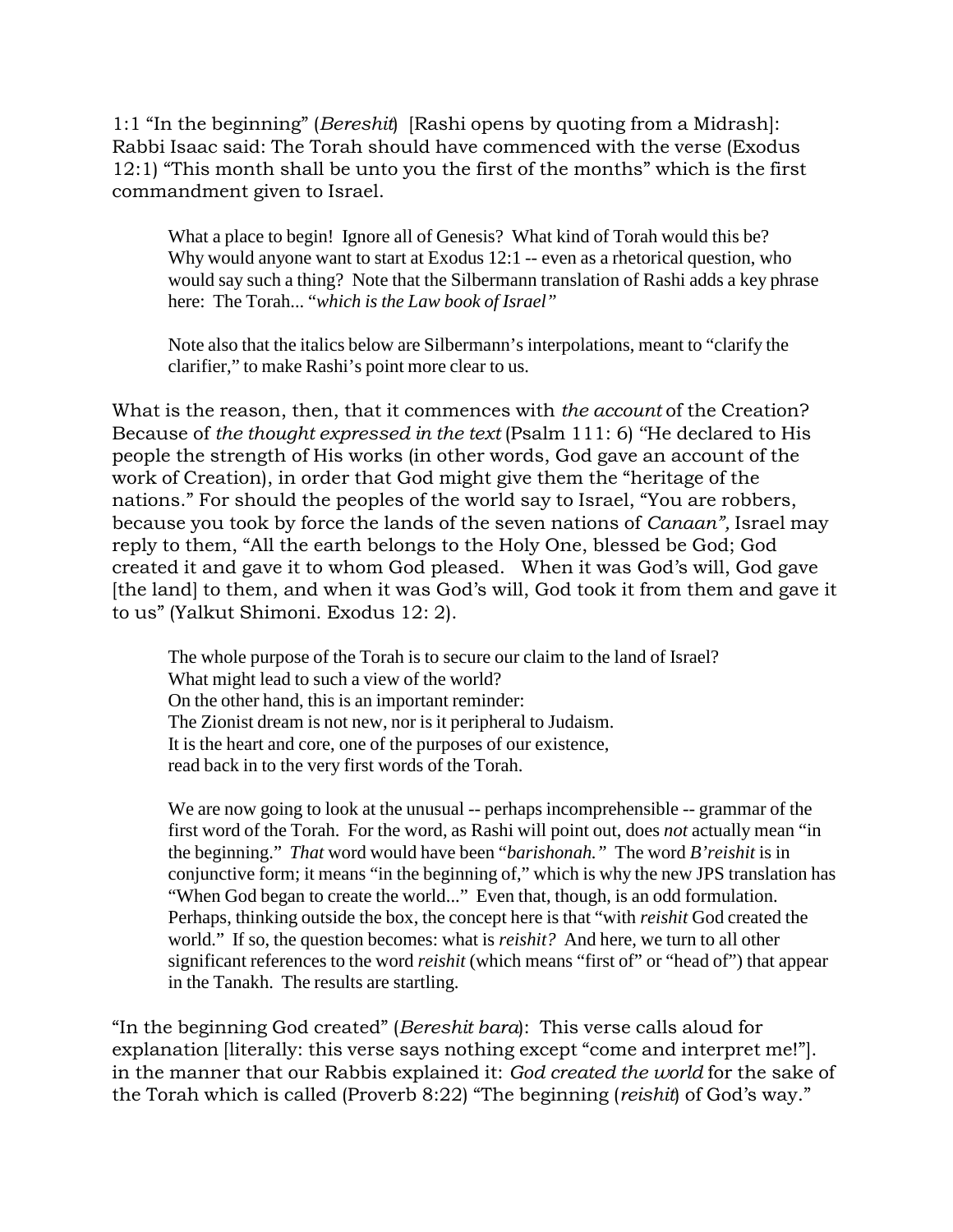1:1 "In the beginning" (*Bereshit*) [Rashi opens by quoting from a Midrash]: Rabbi Isaac said: The Torah should have commenced with the verse (Exodus 12:1) "This month shall be unto you the first of the months" which is the first commandment given to Israel.

> What a place to begin! Ignore all of Genesis? What kind of Torah would this be? Why would anyone want to start at Exodus 12:1 -- even as a rhetorical question, who would say such a thing? Note that the Silbermann translation of Rashi adds a key phrase here: The Torah... "*which is the Law book of Israel"*
>
> Note also that the italics below are Silbermann's interpolations, meant to "clarify the clarifier," to make Rashi's point more clear to us.

What is the reason, then, that it commences with *the account* of the Creation? Because of *the thought expressed in the text* (Psalm 111: 6) "He declared to His people the strength of His works (in other words, God gave an account of the work of Creation), in order that God might give them the "heritage of the nations." For should the peoples of the world say to Israel, "You are robbers, because you took by force the lands of the seven nations of *Canaan",* Israel may reply to them, "All the earth belongs to the Holy One, blessed be God; God created it and gave it to whom God pleased. When it was God's will, God gave [the land] to them, and when it was God's will, God took it from them and gave it to us" (Yalkut Shimoni. Exodus 12: 2).

> The whole purpose of the Torah is to secure our claim to the land of Israel?
> What might lead to such a view of the world?
> On the other hand, this is an important reminder:
> The Zionist dream is not new, nor is it peripheral to Judaism.
> It is the heart and core, one of the purposes of our existence,
> read back in to the very first words of the Torah.
>
> We are now going to look at the unusual -- perhaps incomprehensible -- grammar of the first word of the Torah. For the word, as Rashi will point out, does *not* actually mean "in the beginning." *That* word would have been "*barishonah."* The word *B'reishit* is in conjunctive form; it means "in the beginning of," which is why the new JPS translation has "When God began to create the world..." Even that, though, is an odd formulation. Perhaps, thinking outside the box, the concept here is that "with *reishit* God created the world." If so, the question becomes: what is *reishit?* And here, we turn to all other significant references to the word *reishit* (which means "first of" or "head of") that appear in the Tanakh. The results are startling.

"In the beginning God created" (*Bereshit bara*): This verse calls aloud for explanation [literally: this verse says nothing except "come and interpret me!"]. in the manner that our Rabbis explained it: *God created the world* for the sake of the Torah which is called (Proverb 8:22) "The beginning (*reishit*) of God's way."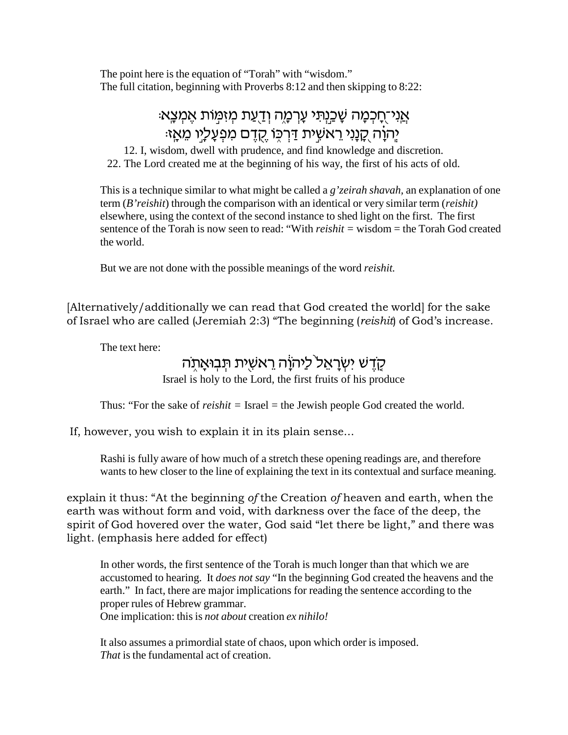The point here is the equation of “Torah” with “wisdom.”
The full citation, beginning with Proverbs 8:12 and then skipping to 8:22:

אֲנִי־חָכְמָה שָׁכַנְתִּי עָרְמָה וְדַעַת מְזִמּוֹת אֶמְצָא׃
יְהוָה קָנָנִי רֵאשִׁית דַּרְכּוֹ קֶדֶם מִפְעָלָיו מֵאָז׃

12. I, wisdom, dwell with prudence, and find knowledge and discretion.
22. The Lord created me at the beginning of his way, the first of his acts of old.

This is a technique similar to what might be called a *g’zeirah shavah*, an explanation of one term (*B’reishit*) through the comparison with an identical or very similar term (*reishit)* elsewhere, using the context of the second instance to shed light on the first. The first sentence of the Torah is now seen to read: “With *reishit* = wisdom = the Torah God created the world.

But we are not done with the possible meanings of the word *reishit.*

[Alternatively/additionally we can read that God created the world] for the sake of Israel who are called (Jeremiah 2:3) “The beginning (*reishit*) of God’s increase.

The text here:

קֹדֶשׁ יִשְׂרָאֵל לַיהוָה רֵאשִׁית תְּבוּאָתֹה

Israel is holy to the Lord, the first fruits of his produce

Thus: “For the sake of *reishit* = Israel = the Jewish people God created the world.

If, however, you wish to explain it in its plain sense…

Rashi is fully aware of how much of a stretch these opening readings are, and therefore wants to hew closer to the line of explaining the text in its contextual and surface meaning.

explain it thus: “At the beginning *of* the Creation *of* heaven and earth, when the earth was without form and void, with darkness over the face of the deep, the spirit of God hovered over the water, God said “let there be light,” and there was light. (emphasis here added for effect)

In other words, the first sentence of the Torah is much longer than that which we are accustomed to hearing. It *does not say* “In the beginning God created the heavens and the earth.” In fact, there are major implications for reading the sentence according to the proper rules of Hebrew grammar.
One implication: this is *not about* creation *ex nihilo!*

It also assumes a primordial state of chaos, upon which order is imposed.
*That* is the fundamental act of creation.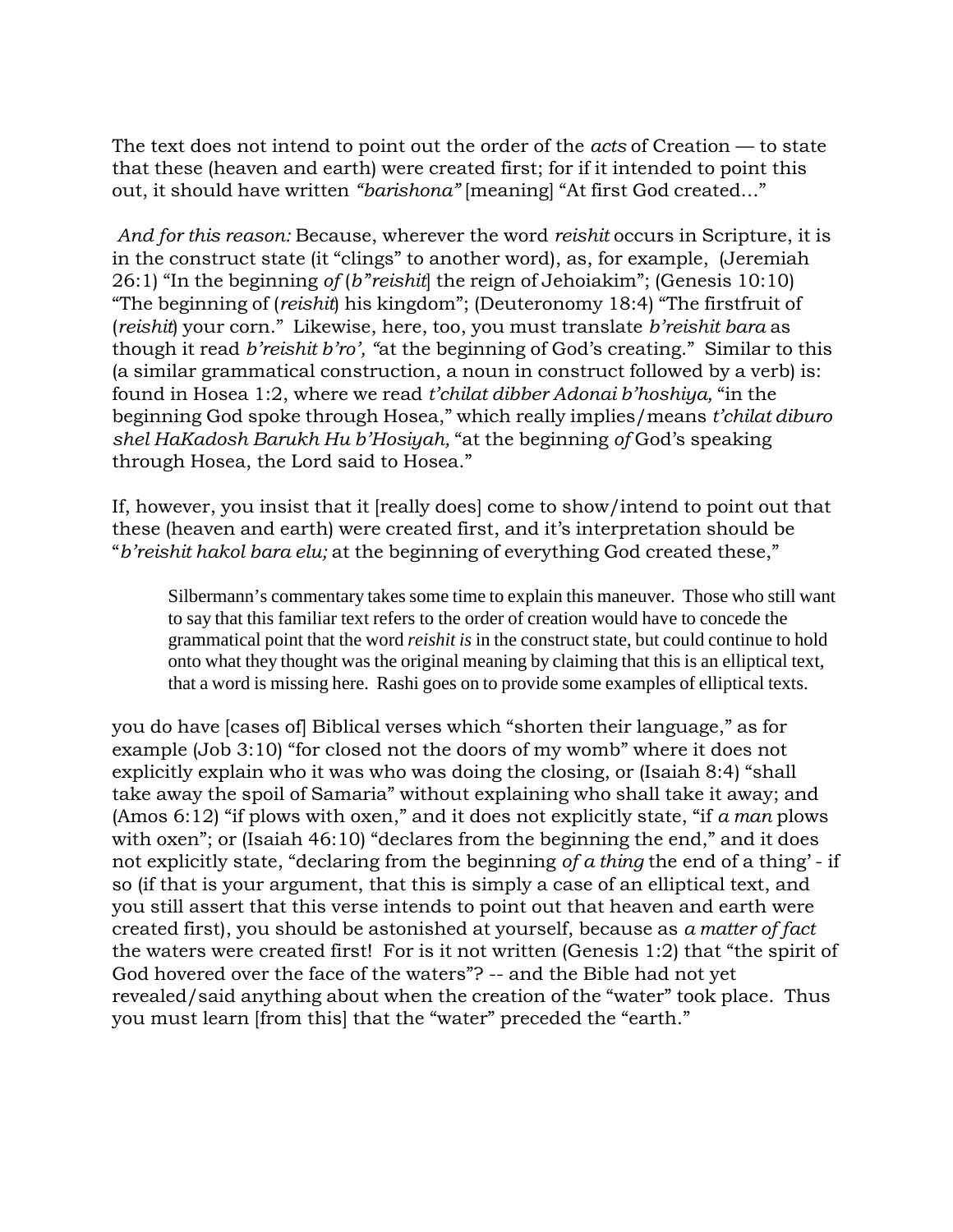The text does not intend to point out the order of the *acts* of Creation — to state that these (heaven and earth) were created first; for if it intended to point this out, it should have written *"barishona"* [meaning] "At first God created…"

*And for this reason:* Because, wherever the word *reishit* occurs in Scripture, it is in the construct state (it "clings" to another word), as, for example, (Jeremiah 26:1) "In the beginning *of* (*b"reishit*] the reign of Jehoiakim"; (Genesis 10:10) "The beginning of (*reishit*) his kingdom"; (Deuteronomy 18:4) "The firstfruit of (*reishit*) your corn." Likewise, here, too, you must translate *b'reishit bara* as though it read *b'reishit b'ro', "*at the beginning of God's creating." Similar to this (a similar grammatical construction, a noun in construct followed by a verb) is: found in Hosea 1:2, where we read *t'chilat dibber Adonai b'hoshiya,* "in the beginning God spoke through Hosea," which really implies/means *t'chilat diburo shel HaKadosh Barukh Hu b'Hosiyah,* "at the beginning *of* God's speaking through Hosea, the Lord said to Hosea."

If, however, you insist that it [really does] come to show/intend to point out that these (heaven and earth) were created first, and it's interpretation should be "*b'reishit hakol bara elu;* at the beginning of everything God created these,"

> Silbermann's commentary takes some time to explain this maneuver. Those who still want to say that this familiar text refers to the order of creation would have to concede the grammatical point that the word *reishit is* in the construct state, but could continue to hold onto what they thought was the original meaning by claiming that this is an elliptical text, that a word is missing here. Rashi goes on to provide some examples of elliptical texts.

you do have [cases of] Biblical verses which "shorten their language," as for example (Job 3:10) "for closed not the doors of my womb" where it does not explicitly explain who it was who was doing the closing, or (Isaiah 8:4) "shall take away the spoil of Samaria" without explaining who shall take it away; and (Amos 6:12) "if plows with oxen," and it does not explicitly state, "if *a man* plows with oxen"; or (Isaiah 46:10) "declares from the beginning the end," and it does not explicitly state, "declaring from the beginning *of a thing* the end of a thing' - if so (if that is your argument, that this is simply a case of an elliptical text, and you still assert that this verse intends to point out that heaven and earth were created first), you should be astonished at yourself, because as *a matter of fact* the waters were created first! For is it not written (Genesis 1:2) that "the spirit of God hovered over the face of the waters"? -- and the Bible had not yet revealed/said anything about when the creation of the "water" took place. Thus you must learn [from this] that the "water" preceded the "earth."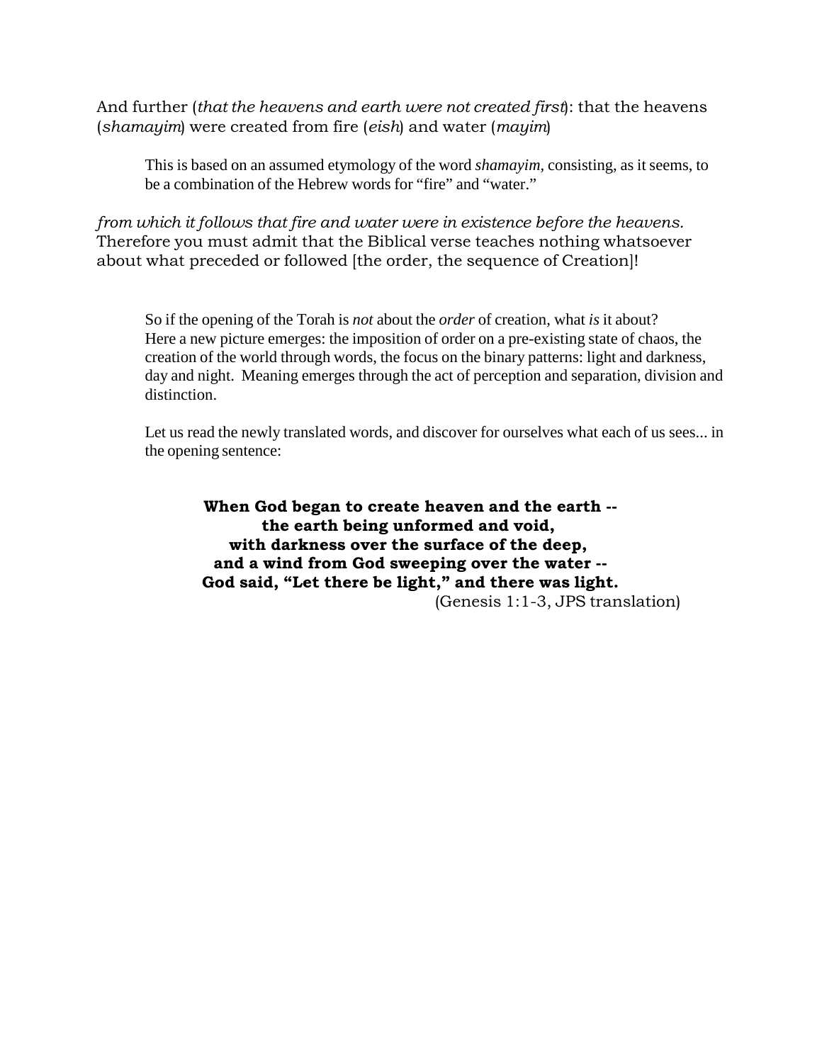And further (*that the heavens and earth were not created first*): that the heavens (*shamayim*) were created from fire (*eish*) and water (*mayim*)

> This is based on an assumed etymology of the word *shamayim*, consisting, as it seems, to be a combination of the Hebrew words for "fire" and "water."

*from which it follows that fire and water were in existence before the heavens.* Therefore you must admit that the Biblical verse teaches nothing whatsoever about what preceded or followed [the order, the sequence of Creation]!

> So if the opening of the Torah is *not* about the *order* of creation, what *is* it about? Here a new picture emerges: the imposition of order on a pre-existing state of chaos, the creation of the world through words, the focus on the binary patterns: light and darkness, day and night. Meaning emerges through the act of perception and separation, division and distinction.
>
> Let us read the newly translated words, and discover for ourselves what each of us sees... in the opening sentence:

**When God began to create heaven and the earth --**
**the earth being unformed and void,**
**with darkness over the surface of the deep,**
**and a wind from God sweeping over the water --**
**God said, "Let there be light," and there was light.**

(Genesis 1:1-3, JPS translation)